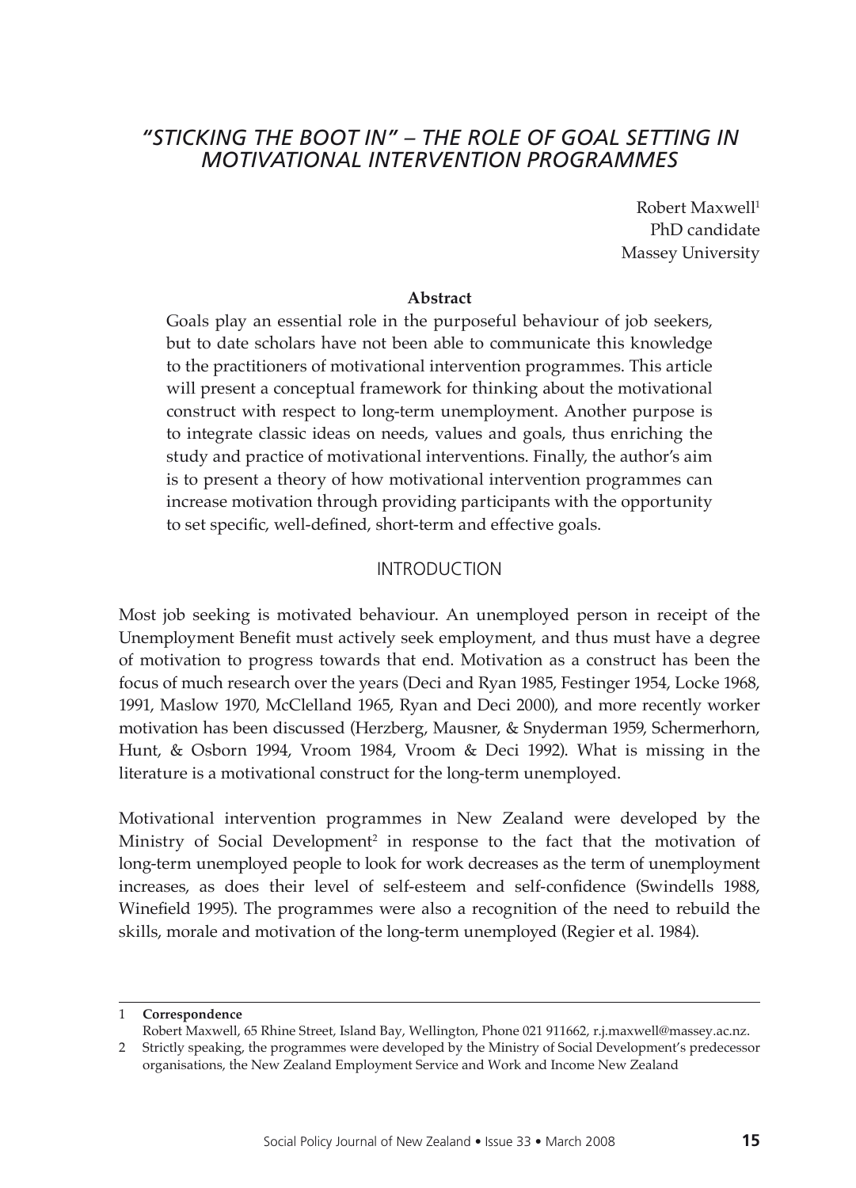# *"STICKING THE BOOT IN" – THE ROLE OF GOAL SETTING IN MOTIVATIONAL INTERVENTION PROGRAMMES*

Robert Maxwell[1]
PhD candidate
Massey University

**Abstract**

Goals play an essential role in the purposeful behaviour of job seekers, but to date scholars have not been able to communicate this knowledge to the practitioners of motivational intervention programmes. This article will present a conceptual framework for thinking about the motivational construct with respect to long-term unemployment. Another purpose is to integrate classic ideas on needs, values and goals, thus enriching the study and practice of motivational interventions. Finally, the author's aim is to present a theory of how motivational intervention programmes can increase motivation through providing participants with the opportunity to set specific, well-defined, short-term and effective goals.

## INTRODUCTION

Most job seeking is motivated behaviour. An unemployed person in receipt of the Unemployment Benefit must actively seek employment, and thus must have a degree of motivation to progress towards that end. Motivation as a construct has been the focus of much research over the years (Deci and Ryan 1985, Festinger 1954, Locke 1968, 1991, Maslow 1970, McClelland 1965, Ryan and Deci 2000), and more recently worker motivation has been discussed (Herzberg, Mausner, & Snyderman 1959, Schermerhorn, Hunt, & Osborn 1994, Vroom 1984, Vroom & Deci 1992). What is missing in the literature is a motivational construct for the long-term unemployed.

Motivational intervention programmes in New Zealand were developed by the Ministry of Social Development[2] in response to the fact that the motivation of long-term unemployed people to look for work decreases as the term of unemployment increases, as does their level of self-esteem and self-confidence (Swindells 1988, Winefield 1995). The programmes were also a recognition of the need to rebuild the skills, morale and motivation of the long-term unemployed (Regier et al. 1984).

---

1 **Correspondence**
Robert Maxwell, 65 Rhine Street, Island Bay, Wellington, Phone 021 911662, r.j.maxwell@massey.ac.nz.

2 Strictly speaking, the programmes were developed by the Ministry of Social Development's predecessor organisations, the New Zealand Employment Service and Work and Income New Zealand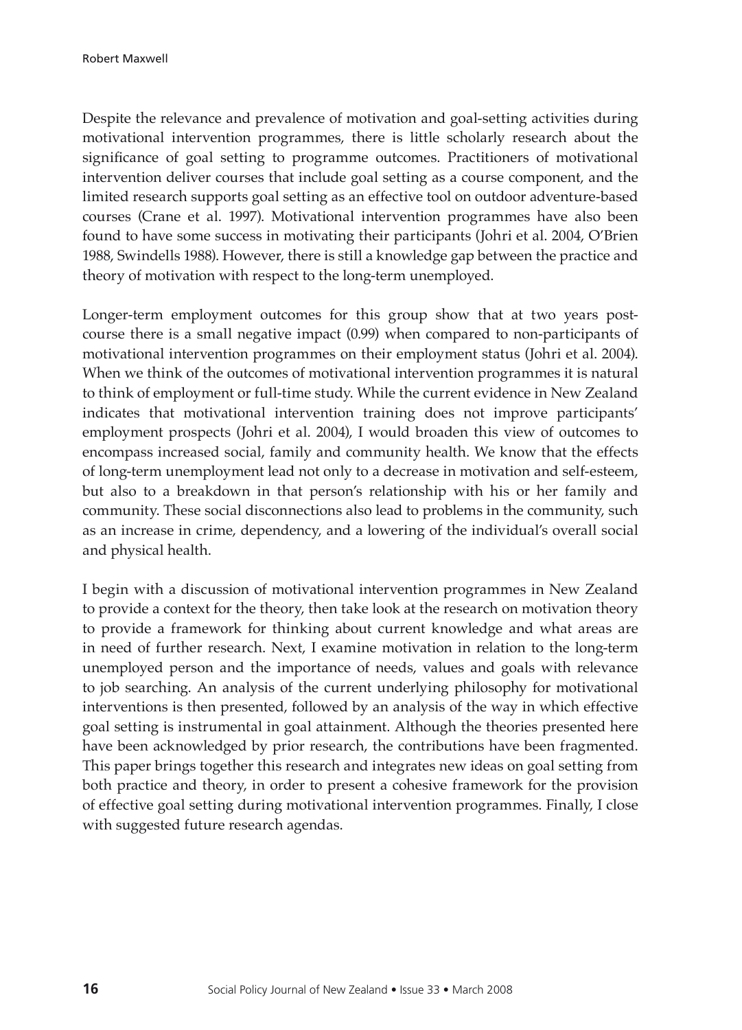Despite the relevance and prevalence of motivation and goal-setting activities during motivational intervention programmes, there is little scholarly research about the significance of goal setting to programme outcomes. Practitioners of motivational intervention deliver courses that include goal setting as a course component, and the limited research supports goal setting as an effective tool on outdoor adventure-based courses (Crane et al. 1997). Motivational intervention programmes have also been found to have some success in motivating their participants (Johri et al. 2004, O'Brien 1988, Swindells 1988). However, there is still a knowledge gap between the practice and theory of motivation with respect to the long-term unemployed.

Longer-term employment outcomes for this group show that at two years post-course there is a small negative impact (0.99) when compared to non-participants of motivational intervention programmes on their employment status (Johri et al. 2004). When we think of the outcomes of motivational intervention programmes it is natural to think of employment or full-time study. While the current evidence in New Zealand indicates that motivational intervention training does not improve participants' employment prospects (Johri et al. 2004), I would broaden this view of outcomes to encompass increased social, family and community health. We know that the effects of long-term unemployment lead not only to a decrease in motivation and self-esteem, but also to a breakdown in that person's relationship with his or her family and community. These social disconnections also lead to problems in the community, such as an increase in crime, dependency, and a lowering of the individual's overall social and physical health.

I begin with a discussion of motivational intervention programmes in New Zealand to provide a context for the theory, then take look at the research on motivation theory to provide a framework for thinking about current knowledge and what areas are in need of further research. Next, I examine motivation in relation to the long-term unemployed person and the importance of needs, values and goals with relevance to job searching. An analysis of the current underlying philosophy for motivational interventions is then presented, followed by an analysis of the way in which effective goal setting is instrumental in goal attainment. Although the theories presented here have been acknowledged by prior research, the contributions have been fragmented. This paper brings together this research and integrates new ideas on goal setting from both practice and theory, in order to present a cohesive framework for the provision of effective goal setting during motivational intervention programmes. Finally, I close with suggested future research agendas.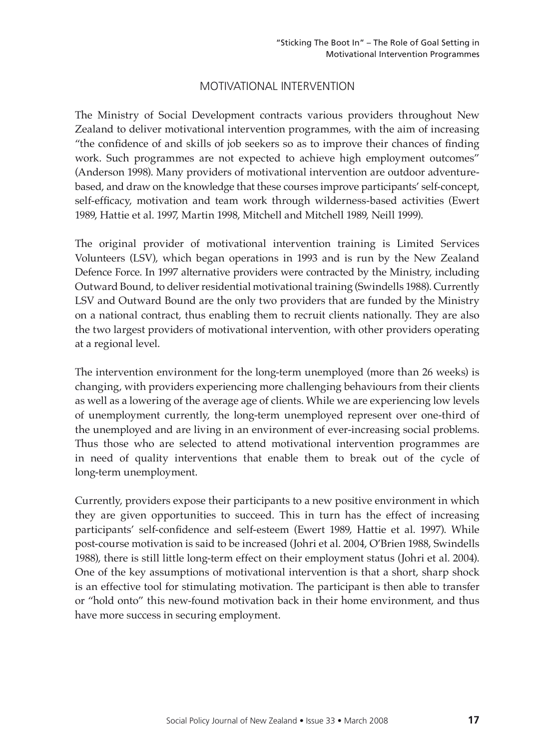## MOTIVATIONAL INTERVENTION

The Ministry of Social Development contracts various providers throughout New Zealand to deliver motivational intervention programmes, with the aim of increasing "the confidence of and skills of job seekers so as to improve their chances of finding work. Such programmes are not expected to achieve high employment outcomes" (Anderson 1998). Many providers of motivational intervention are outdoor adventure-based, and draw on the knowledge that these courses improve participants' self-concept, self-efficacy, motivation and team work through wilderness-based activities (Ewert 1989, Hattie et al. 1997, Martin 1998, Mitchell and Mitchell 1989, Neill 1999).

The original provider of motivational intervention training is Limited Services Volunteers (LSV), which began operations in 1993 and is run by the New Zealand Defence Force. In 1997 alternative providers were contracted by the Ministry, including Outward Bound, to deliver residential motivational training (Swindells 1988). Currently LSV and Outward Bound are the only two providers that are funded by the Ministry on a national contract, thus enabling them to recruit clients nationally. They are also the two largest providers of motivational intervention, with other providers operating at a regional level.

The intervention environment for the long-term unemployed (more than 26 weeks) is changing, with providers experiencing more challenging behaviours from their clients as well as a lowering of the average age of clients. While we are experiencing low levels of unemployment currently, the long-term unemployed represent over one-third of the unemployed and are living in an environment of ever-increasing social problems. Thus those who are selected to attend motivational intervention programmes are in need of quality interventions that enable them to break out of the cycle of long-term unemployment.

Currently, providers expose their participants to a new positive environment in which they are given opportunities to succeed. This in turn has the effect of increasing participants' self-confidence and self-esteem (Ewert 1989, Hattie et al. 1997). While post-course motivation is said to be increased (Johri et al. 2004, O'Brien 1988, Swindells 1988), there is still little long-term effect on their employment status (Johri et al. 2004). One of the key assumptions of motivational intervention is that a short, sharp shock is an effective tool for stimulating motivation. The participant is then able to transfer or "hold onto" this new-found motivation back in their home environment, and thus have more success in securing employment.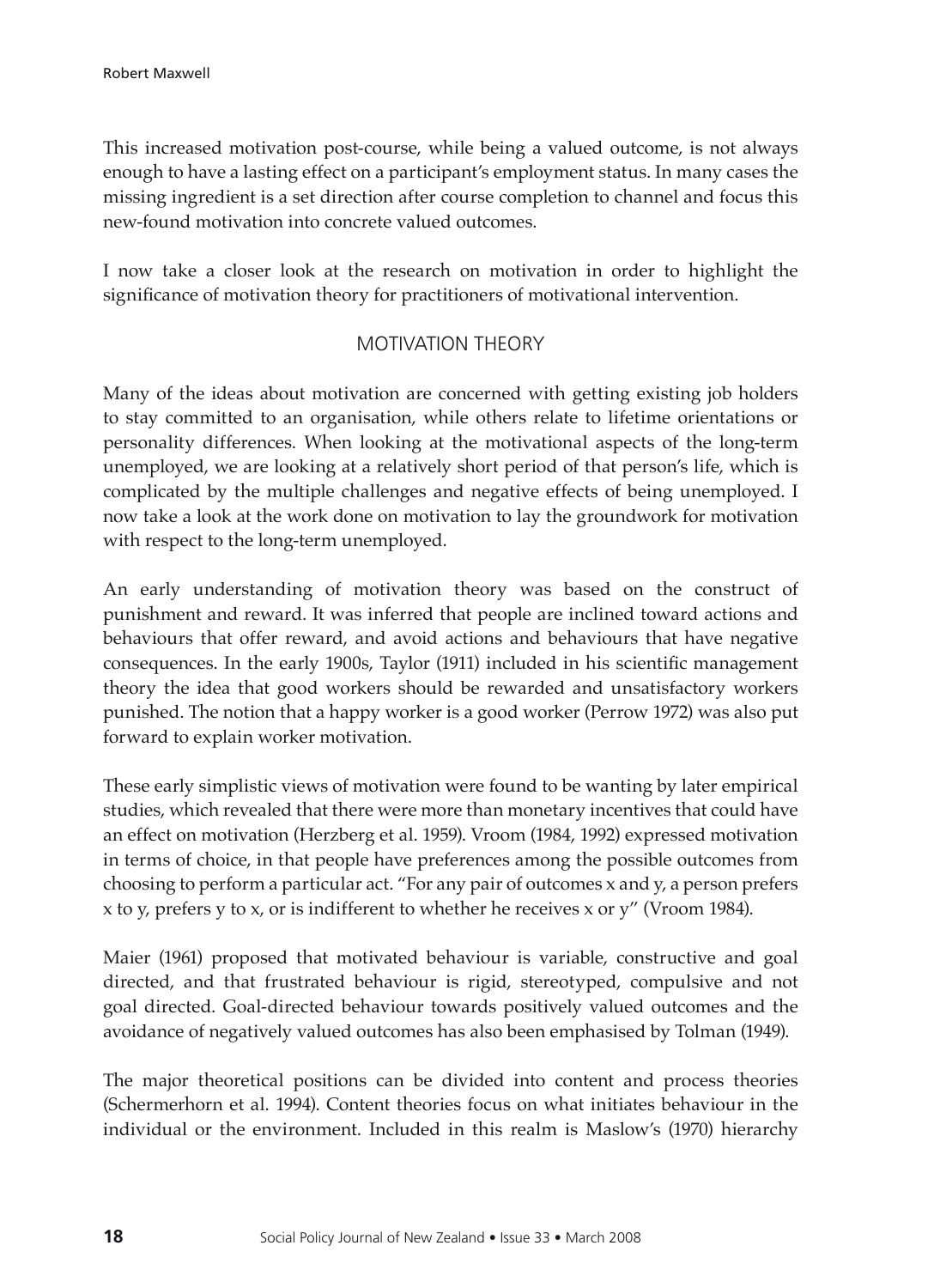This increased motivation post-course, while being a valued outcome, is not always enough to have a lasting effect on a participant's employment status. In many cases the missing ingredient is a set direction after course completion to channel and focus this new-found motivation into concrete valued outcomes.

I now take a closer look at the research on motivation in order to highlight the significance of motivation theory for practitioners of motivational intervention.

## MOTIVATION THEORY

Many of the ideas about motivation are concerned with getting existing job holders to stay committed to an organisation, while others relate to lifetime orientations or personality differences. When looking at the motivational aspects of the long-term unemployed, we are looking at a relatively short period of that person's life, which is complicated by the multiple challenges and negative effects of being unemployed. I now take a look at the work done on motivation to lay the groundwork for motivation with respect to the long-term unemployed.

An early understanding of motivation theory was based on the construct of punishment and reward. It was inferred that people are inclined toward actions and behaviours that offer reward, and avoid actions and behaviours that have negative consequences. In the early 1900s, Taylor (1911) included in his scientific management theory the idea that good workers should be rewarded and unsatisfactory workers punished. The notion that a happy worker is a good worker (Perrow 1972) was also put forward to explain worker motivation.

These early simplistic views of motivation were found to be wanting by later empirical studies, which revealed that there were more than monetary incentives that could have an effect on motivation (Herzberg et al. 1959). Vroom (1984, 1992) expressed motivation in terms of choice, in that people have preferences among the possible outcomes from choosing to perform a particular act. "For any pair of outcomes x and y, a person prefers x to y, prefers y to x, or is indifferent to whether he receives x or y" (Vroom 1984).

Maier (1961) proposed that motivated behaviour is variable, constructive and goal directed, and that frustrated behaviour is rigid, stereotyped, compulsive and not goal directed. Goal-directed behaviour towards positively valued outcomes and the avoidance of negatively valued outcomes has also been emphasised by Tolman (1949).

The major theoretical positions can be divided into content and process theories (Schermerhorn et al. 1994). Content theories focus on what initiates behaviour in the individual or the environment. Included in this realm is Maslow's (1970) hierarchy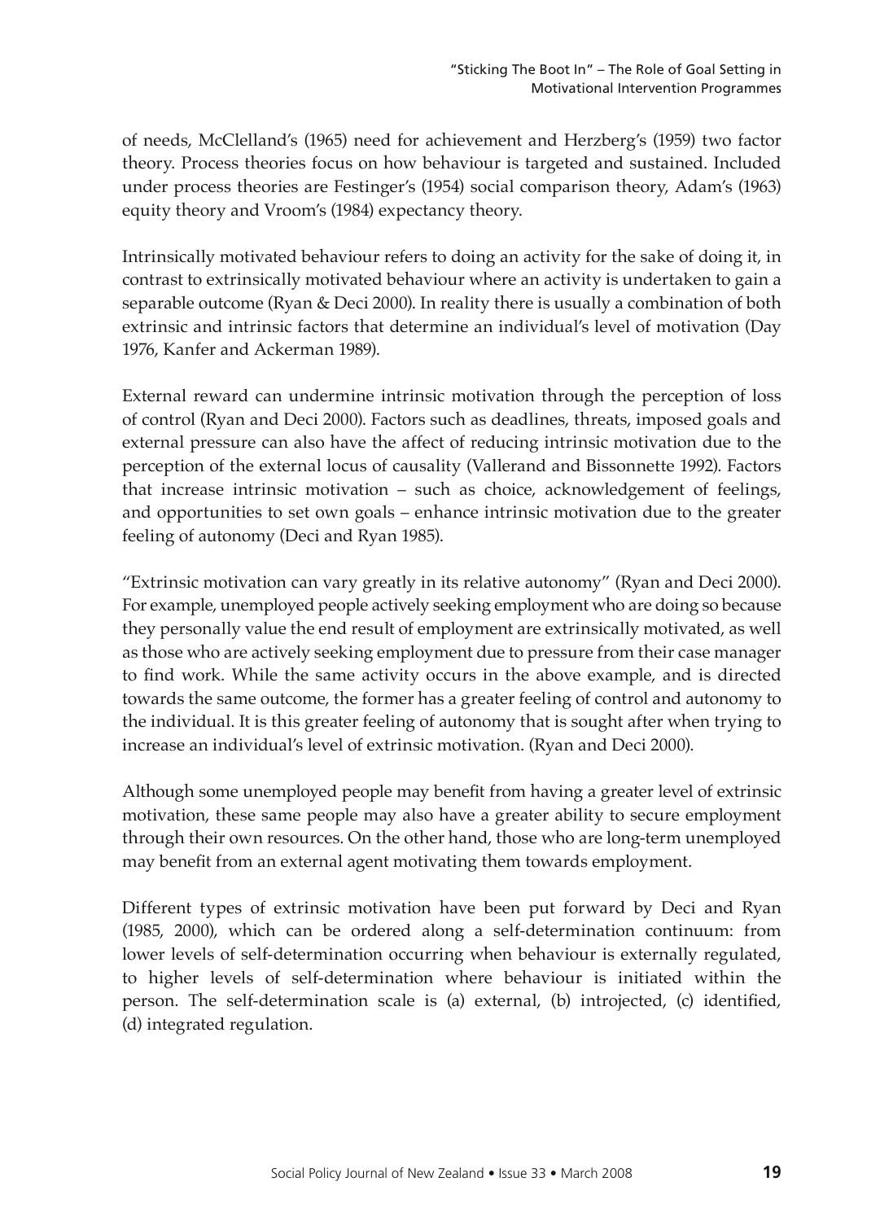of needs, McClelland's (1965) need for achievement and Herzberg's (1959) two factor theory. Process theories focus on how behaviour is targeted and sustained. Included under process theories are Festinger's (1954) social comparison theory, Adam's (1963) equity theory and Vroom's (1984) expectancy theory.

Intrinsically motivated behaviour refers to doing an activity for the sake of doing it, in contrast to extrinsically motivated behaviour where an activity is undertaken to gain a separable outcome (Ryan & Deci 2000). In reality there is usually a combination of both extrinsic and intrinsic factors that determine an individual's level of motivation (Day 1976, Kanfer and Ackerman 1989).

External reward can undermine intrinsic motivation through the perception of loss of control (Ryan and Deci 2000). Factors such as deadlines, threats, imposed goals and external pressure can also have the affect of reducing intrinsic motivation due to the perception of the external locus of causality (Vallerand and Bissonnette 1992). Factors that increase intrinsic motivation – such as choice, acknowledgement of feelings, and opportunities to set own goals – enhance intrinsic motivation due to the greater feeling of autonomy (Deci and Ryan 1985).

"Extrinsic motivation can vary greatly in its relative autonomy" (Ryan and Deci 2000). For example, unemployed people actively seeking employment who are doing so because they personally value the end result of employment are extrinsically motivated, as well as those who are actively seeking employment due to pressure from their case manager to find work. While the same activity occurs in the above example, and is directed towards the same outcome, the former has a greater feeling of control and autonomy to the individual. It is this greater feeling of autonomy that is sought after when trying to increase an individual's level of extrinsic motivation. (Ryan and Deci 2000).

Although some unemployed people may benefit from having a greater level of extrinsic motivation, these same people may also have a greater ability to secure employment through their own resources. On the other hand, those who are long-term unemployed may benefit from an external agent motivating them towards employment.

Different types of extrinsic motivation have been put forward by Deci and Ryan (1985, 2000), which can be ordered along a self-determination continuum: from lower levels of self-determination occurring when behaviour is externally regulated, to higher levels of self-determination where behaviour is initiated within the person. The self-determination scale is (a) external, (b) introjected, (c) identified, (d) integrated regulation.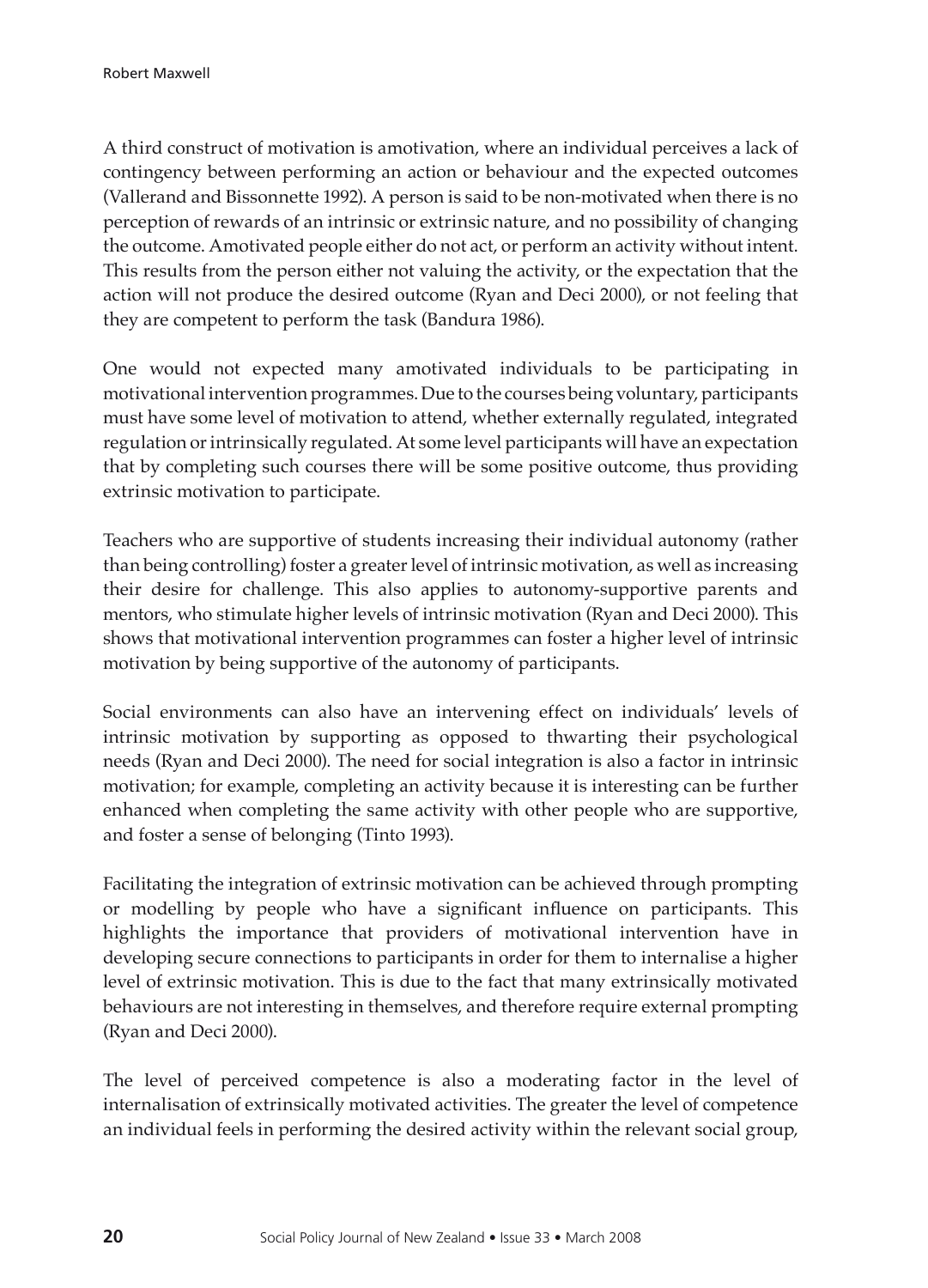A third construct of motivation is amotivation, where an individual perceives a lack of contingency between performing an action or behaviour and the expected outcomes (Vallerand and Bissonnette 1992). A person is said to be non-motivated when there is no perception of rewards of an intrinsic or extrinsic nature, and no possibility of changing the outcome. Amotivated people either do not act, or perform an activity without intent. This results from the person either not valuing the activity, or the expectation that the action will not produce the desired outcome (Ryan and Deci 2000), or not feeling that they are competent to perform the task (Bandura 1986).

One would not expected many amotivated individuals to be participating in motivational intervention programmes. Due to the courses being voluntary, participants must have some level of motivation to attend, whether externally regulated, integrated regulation or intrinsically regulated. At some level participants will have an expectation that by completing such courses there will be some positive outcome, thus providing extrinsic motivation to participate.

Teachers who are supportive of students increasing their individual autonomy (rather than being controlling) foster a greater level of intrinsic motivation, as well as increasing their desire for challenge. This also applies to autonomy-supportive parents and mentors, who stimulate higher levels of intrinsic motivation (Ryan and Deci 2000). This shows that motivational intervention programmes can foster a higher level of intrinsic motivation by being supportive of the autonomy of participants.

Social environments can also have an intervening effect on individuals' levels of intrinsic motivation by supporting as opposed to thwarting their psychological needs (Ryan and Deci 2000). The need for social integration is also a factor in intrinsic motivation; for example, completing an activity because it is interesting can be further enhanced when completing the same activity with other people who are supportive, and foster a sense of belonging (Tinto 1993).

Facilitating the integration of extrinsic motivation can be achieved through prompting or modelling by people who have a significant influence on participants. This highlights the importance that providers of motivational intervention have in developing secure connections to participants in order for them to internalise a higher level of extrinsic motivation. This is due to the fact that many extrinsically motivated behaviours are not interesting in themselves, and therefore require external prompting (Ryan and Deci 2000).

The level of perceived competence is also a moderating factor in the level of internalisation of extrinsically motivated activities. The greater the level of competence an individual feels in performing the desired activity within the relevant social group,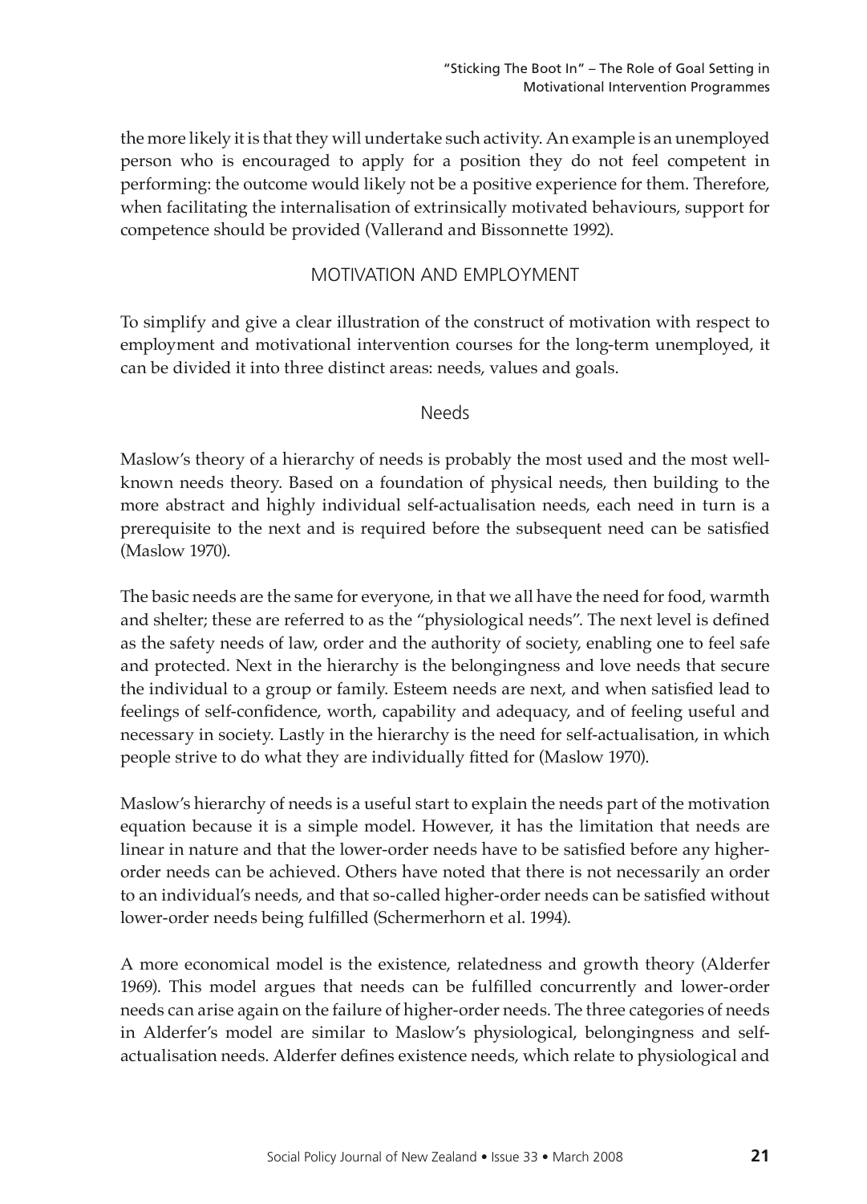the more likely it is that they will undertake such activity. An example is an unemployed person who is encouraged to apply for a position they do not feel competent in performing: the outcome would likely not be a positive experience for them. Therefore, when facilitating the internalisation of extrinsically motivated behaviours, support for competence should be provided (Vallerand and Bissonnette 1992).

## MOTIVATION AND EMPLOYMENT

To simplify and give a clear illustration of the construct of motivation with respect to employment and motivational intervention courses for the long-term unemployed, it can be divided it into three distinct areas: needs, values and goals.

### Needs

Maslow's theory of a hierarchy of needs is probably the most used and the most well-known needs theory. Based on a foundation of physical needs, then building to the more abstract and highly individual self-actualisation needs, each need in turn is a prerequisite to the next and is required before the subsequent need can be satisfied (Maslow 1970).

The basic needs are the same for everyone, in that we all have the need for food, warmth and shelter; these are referred to as the "physiological needs". The next level is defined as the safety needs of law, order and the authority of society, enabling one to feel safe and protected. Next in the hierarchy is the belongingness and love needs that secure the individual to a group or family. Esteem needs are next, and when satisfied lead to feelings of self-confidence, worth, capability and adequacy, and of feeling useful and necessary in society. Lastly in the hierarchy is the need for self-actualisation, in which people strive to do what they are individually fitted for (Maslow 1970).

Maslow's hierarchy of needs is a useful start to explain the needs part of the motivation equation because it is a simple model. However, it has the limitation that needs are linear in nature and that the lower-order needs have to be satisfied before any higher-order needs can be achieved. Others have noted that there is not necessarily an order to an individual's needs, and that so-called higher-order needs can be satisfied without lower-order needs being fulfilled (Schermerhorn et al. 1994).

A more economical model is the existence, relatedness and growth theory (Alderfer 1969). This model argues that needs can be fulfilled concurrently and lower-order needs can arise again on the failure of higher-order needs. The three categories of needs in Alderfer's model are similar to Maslow's physiological, belongingness and self-actualisation needs. Alderfer defines existence needs, which relate to physiological and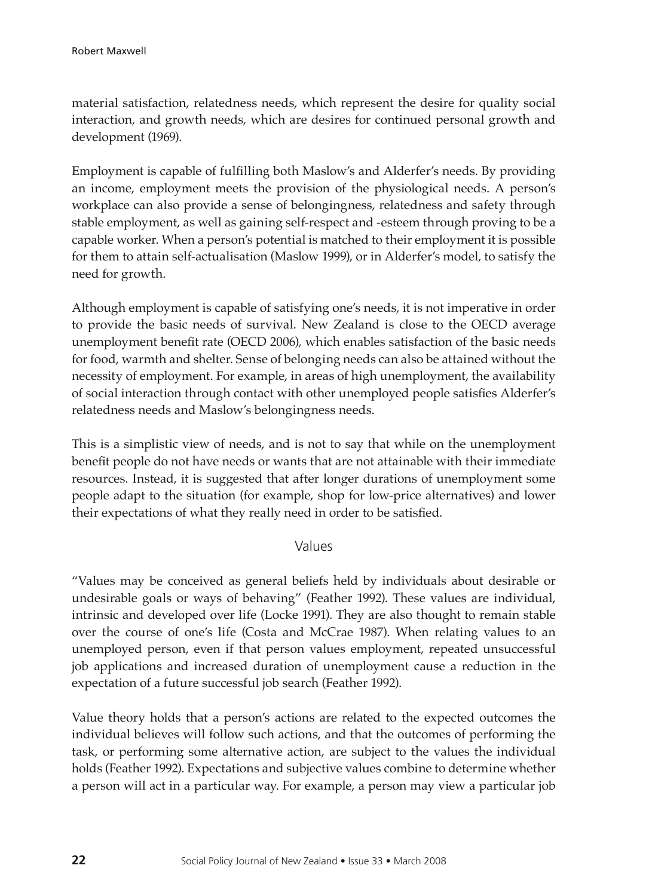material satisfaction, relatedness needs, which represent the desire for quality social interaction, and growth needs, which are desires for continued personal growth and development (1969).

Employment is capable of fulfilling both Maslow's and Alderfer's needs. By providing an income, employment meets the provision of the physiological needs. A person's workplace can also provide a sense of belongingness, relatedness and safety through stable employment, as well as gaining self-respect and -esteem through proving to be a capable worker. When a person's potential is matched to their employment it is possible for them to attain self-actualisation (Maslow 1999), or in Alderfer's model, to satisfy the need for growth.

Although employment is capable of satisfying one's needs, it is not imperative in order to provide the basic needs of survival. New Zealand is close to the OECD average unemployment benefit rate (OECD 2006), which enables satisfaction of the basic needs for food, warmth and shelter. Sense of belonging needs can also be attained without the necessity of employment. For example, in areas of high unemployment, the availability of social interaction through contact with other unemployed people satisfies Alderfer's relatedness needs and Maslow's belongingness needs.

This is a simplistic view of needs, and is not to say that while on the unemployment benefit people do not have needs or wants that are not attainable with their immediate resources. Instead, it is suggested that after longer durations of unemployment some people adapt to the situation (for example, shop for low-price alternatives) and lower their expectations of what they really need in order to be satisfied.

## Values

"Values may be conceived as general beliefs held by individuals about desirable or undesirable goals or ways of behaving" (Feather 1992). These values are individual, intrinsic and developed over life (Locke 1991). They are also thought to remain stable over the course of one's life (Costa and McCrae 1987). When relating values to an unemployed person, even if that person values employment, repeated unsuccessful job applications and increased duration of unemployment cause a reduction in the expectation of a future successful job search (Feather 1992).

Value theory holds that a person's actions are related to the expected outcomes the individual believes will follow such actions, and that the outcomes of performing the task, or performing some alternative action, are subject to the values the individual holds (Feather 1992). Expectations and subjective values combine to determine whether a person will act in a particular way. For example, a person may view a particular job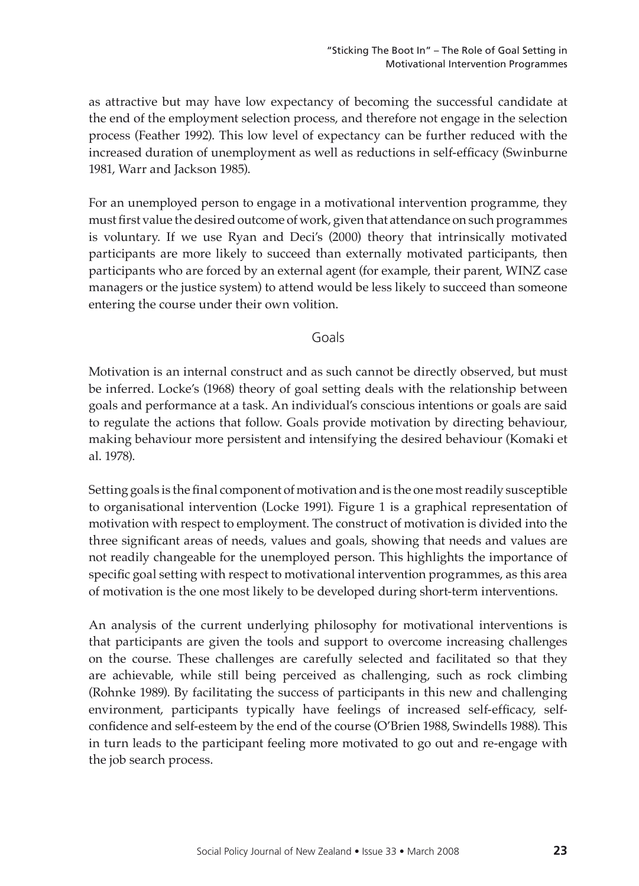as attractive but may have low expectancy of becoming the successful candidate at the end of the employment selection process, and therefore not engage in the selection process (Feather 1992). This low level of expectancy can be further reduced with the increased duration of unemployment as well as reductions in self-efficacy (Swinburne 1981, Warr and Jackson 1985).

For an unemployed person to engage in a motivational intervention programme, they must first value the desired outcome of work, given that attendance on such programmes is voluntary. If we use Ryan and Deci's (2000) theory that intrinsically motivated participants are more likely to succeed than externally motivated participants, then participants who are forced by an external agent (for example, their parent, WINZ case managers or the justice system) to attend would be less likely to succeed than someone entering the course under their own volition.

## Goals

Motivation is an internal construct and as such cannot be directly observed, but must be inferred. Locke's (1968) theory of goal setting deals with the relationship between goals and performance at a task. An individual's conscious intentions or goals are said to regulate the actions that follow. Goals provide motivation by directing behaviour, making behaviour more persistent and intensifying the desired behaviour (Komaki et al. 1978).

Setting goals is the final component of motivation and is the one most readily susceptible to organisational intervention (Locke 1991). Figure 1 is a graphical representation of motivation with respect to employment. The construct of motivation is divided into the three significant areas of needs, values and goals, showing that needs and values are not readily changeable for the unemployed person. This highlights the importance of specific goal setting with respect to motivational intervention programmes, as this area of motivation is the one most likely to be developed during short-term interventions.

An analysis of the current underlying philosophy for motivational interventions is that participants are given the tools and support to overcome increasing challenges on the course. These challenges are carefully selected and facilitated so that they are achievable, while still being perceived as challenging, such as rock climbing (Rohnke 1989). By facilitating the success of participants in this new and challenging environment, participants typically have feelings of increased self-efficacy, self-confidence and self-esteem by the end of the course (O'Brien 1988, Swindells 1988). This in turn leads to the participant feeling more motivated to go out and re-engage with the job search process.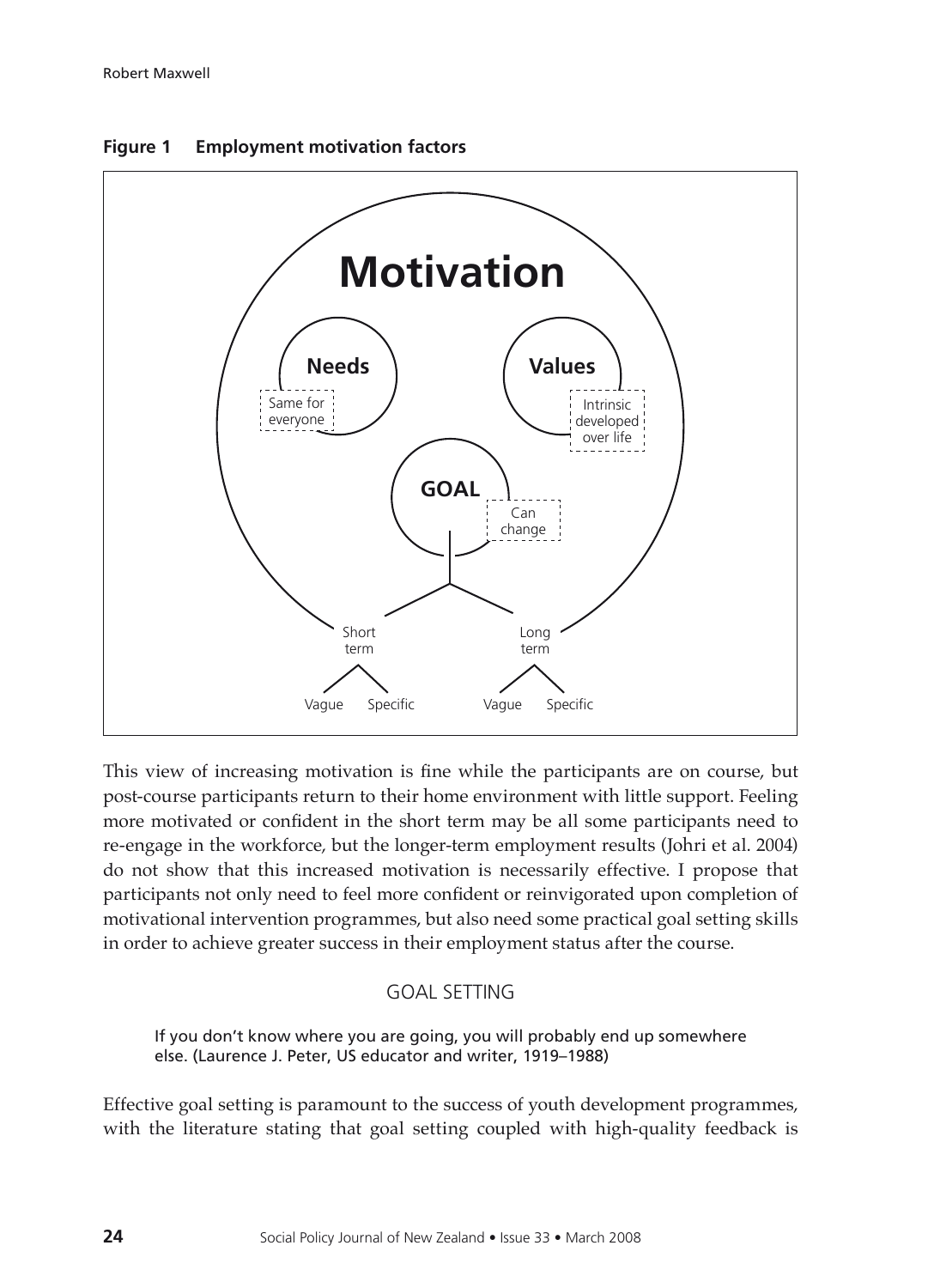**Figure 1 Employment motivation factors**

Motivation

Needs

Same for everyone

Values

Intrinsic developed over life

GOAL

Can change

Short term

Long term

Vague Specific

Vague Specific

This view of increasing motivation is fine while the participants are on course, but post-course participants return to their home environment with little support. Feeling more motivated or confident in the short term may be all some participants need to re-engage in the workforce, but the longer-term employment results (Johri et al. 2004) do not show that this increased motivation is necessarily effective. I propose that participants not only need to feel more confident or reinvigorated upon completion of motivational intervention programmes, but also need some practical goal setting skills in order to achieve greater success in their employment status after the course.

## GOAL SETTING

> If you don't know where you are going, you will probably end up somewhere else. (Laurence J. Peter, US educator and writer, 1919–1988)

Effective goal setting is paramount to the success of youth development programmes, with the literature stating that goal setting coupled with high-quality feedback is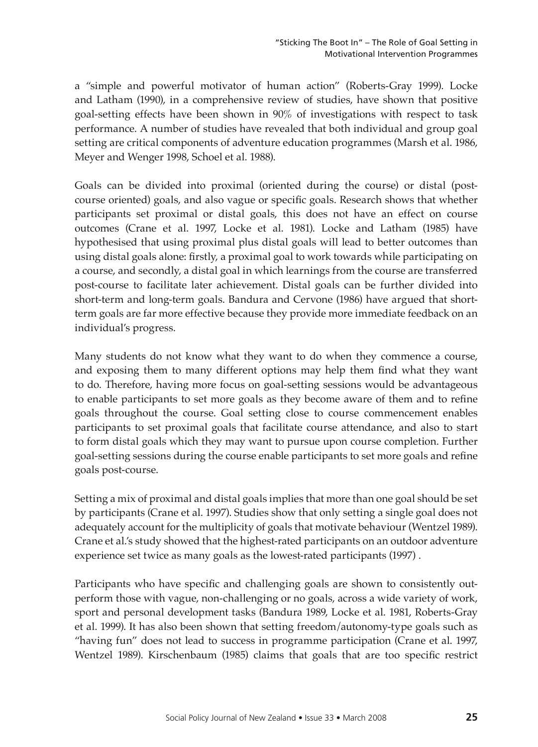a "simple and powerful motivator of human action" (Roberts-Gray 1999). Locke and Latham (1990), in a comprehensive review of studies, have shown that positive goal-setting effects have been shown in 90% of investigations with respect to task performance. A number of studies have revealed that both individual and group goal setting are critical components of adventure education programmes (Marsh et al. 1986, Meyer and Wenger 1998, Schoel et al. 1988).

Goals can be divided into proximal (oriented during the course) or distal (post-course oriented) goals, and also vague or specific goals. Research shows that whether participants set proximal or distal goals, this does not have an effect on course outcomes (Crane et al. 1997, Locke et al. 1981). Locke and Latham (1985) have hypothesised that using proximal plus distal goals will lead to better outcomes than using distal goals alone: firstly, a proximal goal to work towards while participating on a course, and secondly, a distal goal in which learnings from the course are transferred post-course to facilitate later achievement. Distal goals can be further divided into short-term and long-term goals. Bandura and Cervone (1986) have argued that short-term goals are far more effective because they provide more immediate feedback on an individual's progress.

Many students do not know what they want to do when they commence a course, and exposing them to many different options may help them find what they want to do. Therefore, having more focus on goal-setting sessions would be advantageous to enable participants to set more goals as they become aware of them and to refine goals throughout the course. Goal setting close to course commencement enables participants to set proximal goals that facilitate course attendance, and also to start to form distal goals which they may want to pursue upon course completion. Further goal-setting sessions during the course enable participants to set more goals and refine goals post-course.

Setting a mix of proximal and distal goals implies that more than one goal should be set by participants (Crane et al. 1997). Studies show that only setting a single goal does not adequately account for the multiplicity of goals that motivate behaviour (Wentzel 1989). Crane et al.'s study showed that the highest-rated participants on an outdoor adventure experience set twice as many goals as the lowest-rated participants (1997) .

Participants who have specific and challenging goals are shown to consistently out-perform those with vague, non-challenging or no goals, across a wide variety of work, sport and personal development tasks (Bandura 1989, Locke et al. 1981, Roberts-Gray et al. 1999). It has also been shown that setting freedom/autonomy-type goals such as "having fun" does not lead to success in programme participation (Crane et al. 1997, Wentzel 1989). Kirschenbaum (1985) claims that goals that are too specific restrict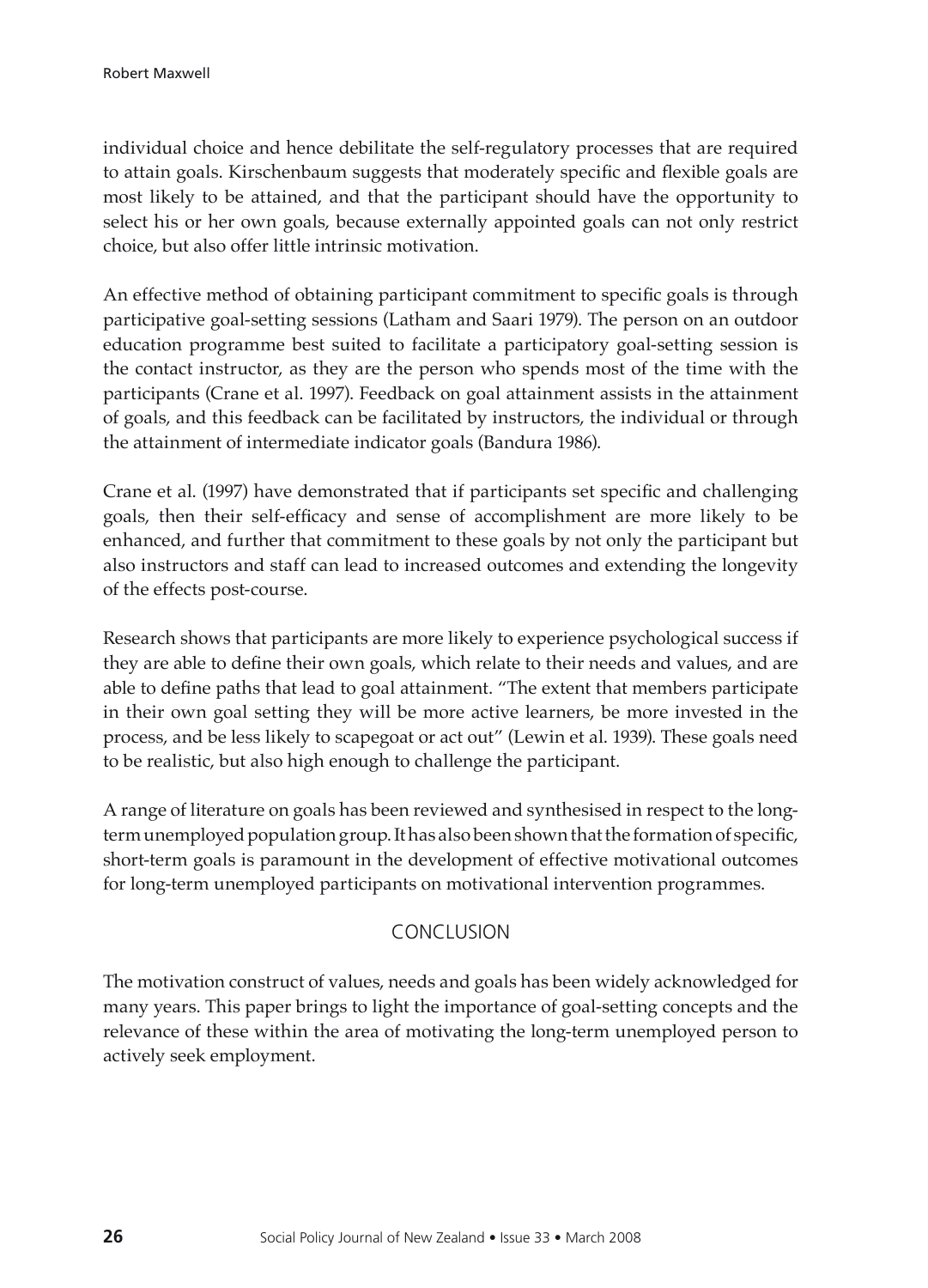individual choice and hence debilitate the self-regulatory processes that are required to attain goals. Kirschenbaum suggests that moderately specific and flexible goals are most likely to be attained, and that the participant should have the opportunity to select his or her own goals, because externally appointed goals can not only restrict choice, but also offer little intrinsic motivation.

An effective method of obtaining participant commitment to specific goals is through participative goal-setting sessions (Latham and Saari 1979). The person on an outdoor education programme best suited to facilitate a participatory goal-setting session is the contact instructor, as they are the person who spends most of the time with the participants (Crane et al. 1997). Feedback on goal attainment assists in the attainment of goals, and this feedback can be facilitated by instructors, the individual or through the attainment of intermediate indicator goals (Bandura 1986).

Crane et al. (1997) have demonstrated that if participants set specific and challenging goals, then their self-efficacy and sense of accomplishment are more likely to be enhanced, and further that commitment to these goals by not only the participant but also instructors and staff can lead to increased outcomes and extending the longevity of the effects post-course.

Research shows that participants are more likely to experience psychological success if they are able to define their own goals, which relate to their needs and values, and are able to define paths that lead to goal attainment. "The extent that members participate in their own goal setting they will be more active learners, be more invested in the process, and be less likely to scapegoat or act out" (Lewin et al. 1939). These goals need to be realistic, but also high enough to challenge the participant.

A range of literature on goals has been reviewed and synthesised in respect to the long-term unemployed population group. It has also been shown that the formation of specific, short-term goals is paramount in the development of effective motivational outcomes for long-term unemployed participants on motivational intervention programmes.

## CONCLUSION

The motivation construct of values, needs and goals has been widely acknowledged for many years. This paper brings to light the importance of goal-setting concepts and the relevance of these within the area of motivating the long-term unemployed person to actively seek employment.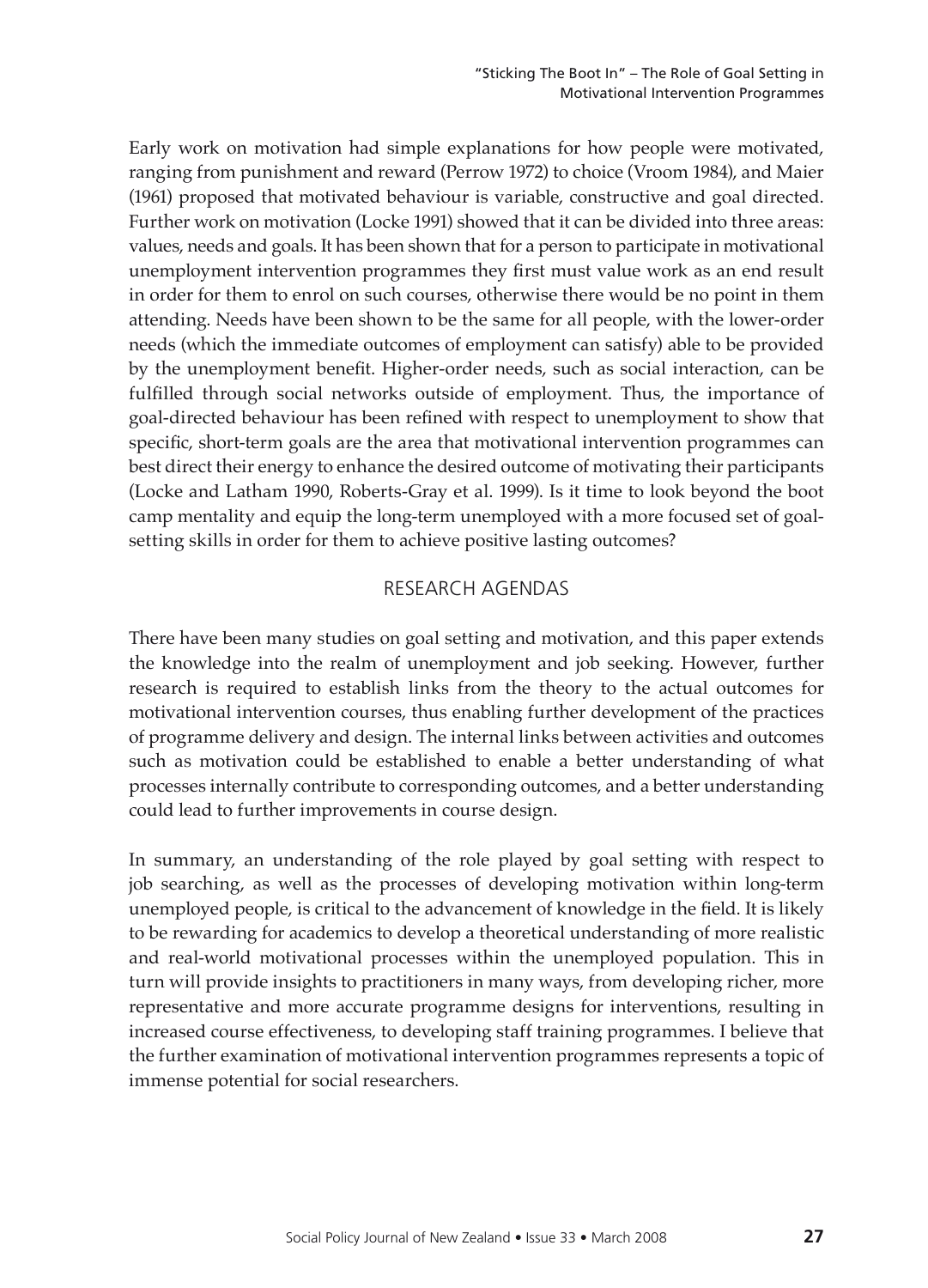Early work on motivation had simple explanations for how people were motivated, ranging from punishment and reward (Perrow 1972) to choice (Vroom 1984), and Maier (1961) proposed that motivated behaviour is variable, constructive and goal directed. Further work on motivation (Locke 1991) showed that it can be divided into three areas: values, needs and goals. It has been shown that for a person to participate in motivational unemployment intervention programmes they first must value work as an end result in order for them to enrol on such courses, otherwise there would be no point in them attending. Needs have been shown to be the same for all people, with the lower-order needs (which the immediate outcomes of employment can satisfy) able to be provided by the unemployment benefit. Higher-order needs, such as social interaction, can be fulfilled through social networks outside of employment. Thus, the importance of goal-directed behaviour has been refined with respect to unemployment to show that specific, short-term goals are the area that motivational intervention programmes can best direct their energy to enhance the desired outcome of motivating their participants (Locke and Latham 1990, Roberts-Gray et al. 1999). Is it time to look beyond the boot camp mentality and equip the long-term unemployed with a more focused set of goal-setting skills in order for them to achieve positive lasting outcomes?

## RESEARCH AGENDAS

There have been many studies on goal setting and motivation, and this paper extends the knowledge into the realm of unemployment and job seeking. However, further research is required to establish links from the theory to the actual outcomes for motivational intervention courses, thus enabling further development of the practices of programme delivery and design. The internal links between activities and outcomes such as motivation could be established to enable a better understanding of what processes internally contribute to corresponding outcomes, and a better understanding could lead to further improvements in course design.

In summary, an understanding of the role played by goal setting with respect to job searching, as well as the processes of developing motivation within long-term unemployed people, is critical to the advancement of knowledge in the field. It is likely to be rewarding for academics to develop a theoretical understanding of more realistic and real-world motivational processes within the unemployed population. This in turn will provide insights to practitioners in many ways, from developing richer, more representative and more accurate programme designs for interventions, resulting in increased course effectiveness, to developing staff training programmes. I believe that the further examination of motivational intervention programmes represents a topic of immense potential for social researchers.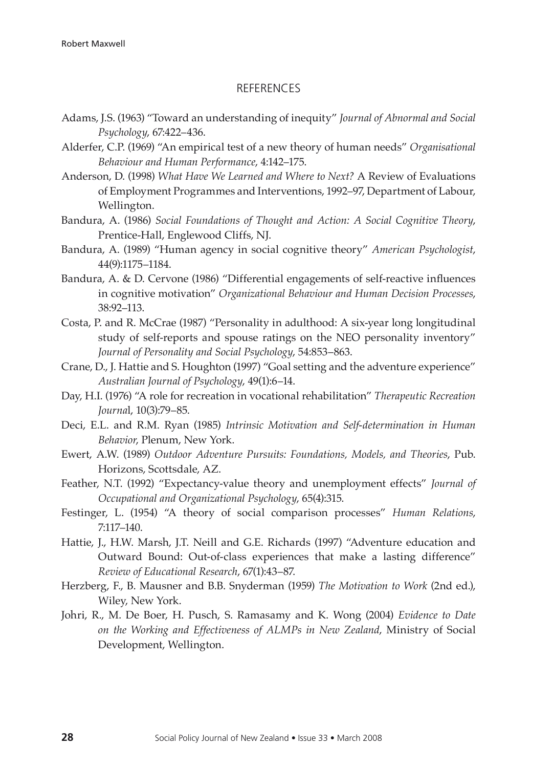## REFERENCES

Adams, J.S. (1963) "Toward an understanding of inequity" *Journal of Abnormal and Social Psychology*, 67:422–436.

Alderfer, C.P. (1969) "An empirical test of a new theory of human needs" *Organisational Behaviour and Human Performance*, 4:142–175.

Anderson, D. (1998) *What Have We Learned and Where to Next?* A Review of Evaluations of Employment Programmes and Interventions, 1992–97, Department of Labour, Wellington.

Bandura, A. (1986) *Social Foundations of Thought and Action: A Social Cognitive Theory*, Prentice-Hall, Englewood Cliffs, NJ.

Bandura, A. (1989) "Human agency in social cognitive theory" *American Psychologist*, 44(9):1175–1184.

Bandura, A. & D. Cervone (1986) "Differential engagements of self-reactive influences in cognitive motivation" *Organizational Behaviour and Human Decision Processes*, 38:92–113.

Costa, P. and R. McCrae (1987) "Personality in adulthood: A six-year long longitudinal study of self-reports and spouse ratings on the NEO personality inventory" *Journal of Personality and Social Psychology*, 54:853–863.

Crane, D., J. Hattie and S. Houghton (1997) "Goal setting and the adventure experience" *Australian Journal of Psychology*, 49(1):6–14.

Day, H.I. (1976) "A role for recreation in vocational rehabilitation" *Therapeutic Recreation Journa*l, 10(3):79–85.

Deci, E.L. and R.M. Ryan (1985) *Intrinsic Motivation and Self-determination in Human Behavior*, Plenum, New York.

Ewert, A.W. (1989) *Outdoor Adventure Pursuits: Foundations, Models, and Theories*, Pub. Horizons, Scottsdale, AZ.

Feather, N.T. (1992) "Expectancy-value theory and unemployment effects" *Journal of Occupational and Organizational Psychology*, 65(4):315.

Festinger, L. (1954) "A theory of social comparison processes" *Human Relations*, 7:117–140.

Hattie, J., H.W. Marsh, J.T. Neill and G.E. Richards (1997) "Adventure education and Outward Bound: Out-of-class experiences that make a lasting difference" *Review of Educational Research*, 67(1):43–87.

Herzberg, F., B. Mausner and B.B. Snyderman (1959) *The Motivation to Work* (2nd ed.), Wiley, New York.

Johri, R., M. De Boer, H. Pusch, S. Ramasamy and K. Wong (2004) *Evidence to Date on the Working and Effectiveness of ALMPs in New Zealand*, Ministry of Social Development, Wellington.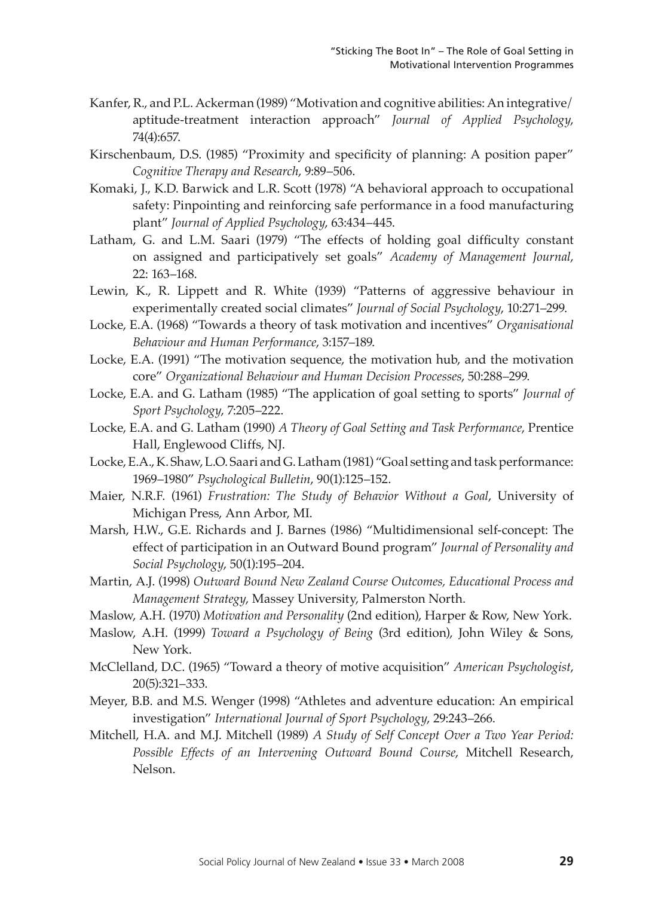Kanfer, R., and P.L. Ackerman (1989) "Motivation and cognitive abilities: An integrative/ aptitude-treatment interaction approach" *Journal of Applied Psychology*, 74(4):657.

Kirschenbaum, D.S. (1985) "Proximity and specificity of planning: A position paper" *Cognitive Therapy and Research*, 9:89–506.

Komaki, J., K.D. Barwick and L.R. Scott (1978) "A behavioral approach to occupational safety: Pinpointing and reinforcing safe performance in a food manufacturing plant" *Journal of Applied Psychology*, 63:434–445.

Latham, G. and L.M. Saari (1979) "The effects of holding goal difficulty constant on assigned and participatively set goals" *Academy of Management Journal*, 22: 163–168.

Lewin, K., R. Lippett and R. White (1939) "Patterns of aggressive behaviour in experimentally created social climates" *Journal of Social Psychology*, 10:271–299.

Locke, E.A. (1968) "Towards a theory of task motivation and incentives" *Organisational Behaviour and Human Performance*, 3:157–189.

Locke, E.A. (1991) "The motivation sequence, the motivation hub, and the motivation core" *Organizational Behaviour and Human Decision Processes*, 50:288–299.

Locke, E.A. and G. Latham (1985) "The application of goal setting to sports" *Journal of Sport Psychology*, 7:205–222.

Locke, E.A. and G. Latham (1990) *A Theory of Goal Setting and Task Performance*, Prentice Hall, Englewood Cliffs, NJ.

Locke, E.A., K. Shaw, L.O. Saari and G. Latham (1981) "Goal setting and task performance: 1969–1980" *Psychological Bulletin*, 90(1):125–152.

Maier, N.R.F. (1961) *Frustration: The Study of Behavior Without a Goal*, University of Michigan Press, Ann Arbor, MI.

Marsh, H.W., G.E. Richards and J. Barnes (1986) "Multidimensional self-concept: The effect of participation in an Outward Bound program" *Journal of Personality and Social Psychology*, 50(1):195–204.

Martin, A.J. (1998) *Outward Bound New Zealand Course Outcomes, Educational Process and Management Strategy*, Massey University, Palmerston North.

Maslow, A.H. (1970) *Motivation and Personality* (2nd edition), Harper & Row, New York.

Maslow, A.H. (1999) *Toward a Psychology of Being* (3rd edition), John Wiley & Sons, New York.

McClelland, D.C. (1965) "Toward a theory of motive acquisition" *American Psychologist*, 20(5):321–333.

Meyer, B.B. and M.S. Wenger (1998) "Athletes and adventure education: An empirical investigation" *International Journal of Sport Psychology*, 29:243–266.

Mitchell, H.A. and M.J. Mitchell (1989) *A Study of Self Concept Over a Two Year Period: Possible Effects of an Intervening Outward Bound Course*, Mitchell Research, Nelson.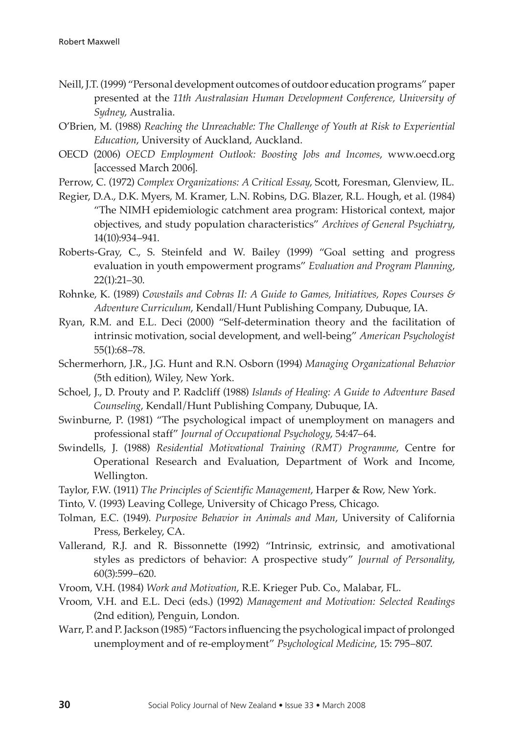Neill, J.T. (1999) "Personal development outcomes of outdoor education programs" paper presented at the *11th Australasian Human Development Conference, University of Sydney*, Australia.

O'Brien, M. (1988) *Reaching the Unreachable: The Challenge of Youth at Risk to Experiential Education*, University of Auckland, Auckland.

OECD (2006) *OECD Employment Outlook: Boosting Jobs and Incomes*, www.oecd.org [accessed March 2006].

Perrow, C. (1972) *Complex Organizations: A Critical Essay*, Scott, Foresman, Glenview, IL.

Regier, D.A., D.K. Myers, M. Kramer, L.N. Robins, D.G. Blazer, R.L. Hough, et al. (1984) "The NIMH epidemiologic catchment area program: Historical context, major objectives, and study population characteristics" *Archives of General Psychiatry*, 14(10):934–941.

Roberts-Gray, C., S. Steinfeld and W. Bailey (1999) "Goal setting and progress evaluation in youth empowerment programs" *Evaluation and Program Planning*, 22(1):21–30.

Rohnke, K. (1989) *Cowstails and Cobras II: A Guide to Games, Initiatives, Ropes Courses & Adventure Curriculum*, Kendall/Hunt Publishing Company, Dubuque, IA.

Ryan, R.M. and E.L. Deci (2000) "Self-determination theory and the facilitation of intrinsic motivation, social development, and well-being" *American Psychologist* 55(1):68–78.

Schermerhorn, J.R., J.G. Hunt and R.N. Osborn (1994) *Managing Organizational Behavior* (5th edition), Wiley, New York.

Schoel, J., D. Prouty and P. Radcliff (1988) *Islands of Healing: A Guide to Adventure Based Counseling*, Kendall/Hunt Publishing Company, Dubuque, IA.

Swinburne, P. (1981) "The psychological impact of unemployment on managers and professional staff" *Journal of Occupational Psychology*, 54:47–64.

Swindells, J. (1988) *Residential Motivational Training (RMT) Programme*, Centre for Operational Research and Evaluation, Department of Work and Income, Wellington.

Taylor, F.W. (1911) *The Principles of Scientific Management*, Harper & Row, New York.

Tinto, V. (1993) Leaving College, University of Chicago Press, Chicago.

Tolman, E.C. (1949). *Purposive Behavior in Animals and Man*, University of California Press, Berkeley, CA.

Vallerand, R.J. and R. Bissonnette (1992) "Intrinsic, extrinsic, and amotivational styles as predictors of behavior: A prospective study" *Journal of Personality*, 60(3):599–620.

Vroom, V.H. (1984) *Work and Motivation*, R.E. Krieger Pub. Co., Malabar, FL.

Vroom, V.H. and E.L. Deci (eds.) (1992) *Management and Motivation: Selected Readings* (2nd edition), Penguin, London.

Warr, P. and P. Jackson (1985) "Factors influencing the psychological impact of prolonged unemployment and of re-employment" *Psychological Medicine*, 15: 795–807.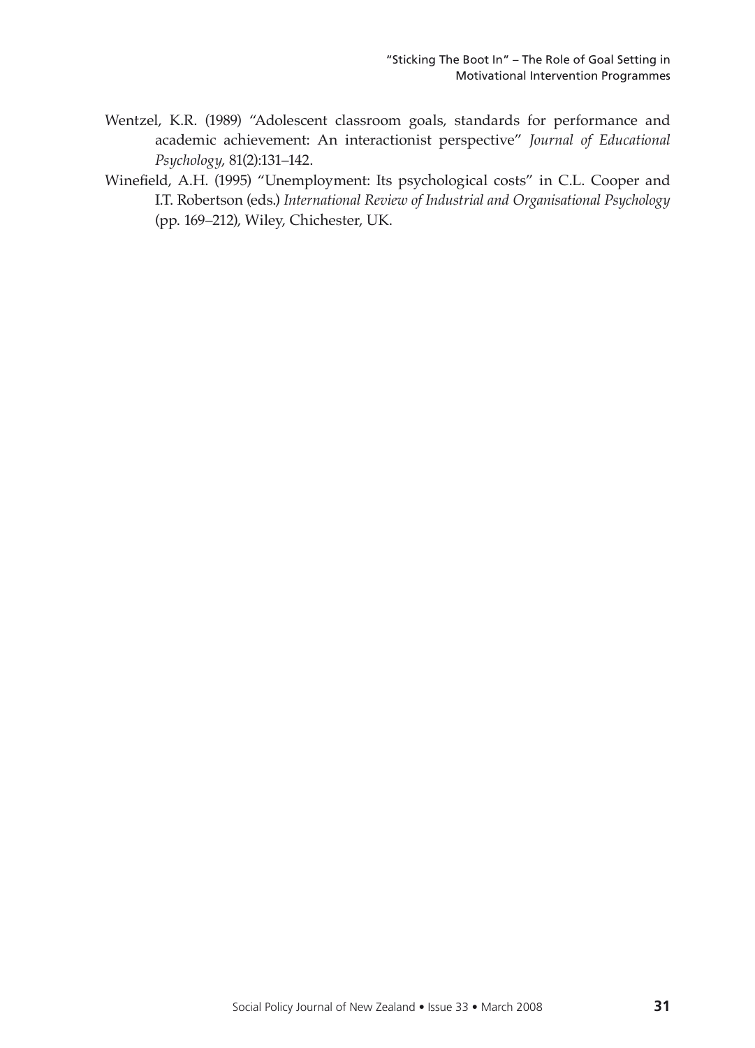Wentzel, K.R. (1989) "Adolescent classroom goals, standards for performance and academic achievement: An interactionist perspective" *Journal of Educational Psychology*, 81(2):131–142.

Winefield, A.H. (1995) "Unemployment: Its psychological costs" in C.L. Cooper and I.T. Robertson (eds.) *International Review of Industrial and Organisational Psychology* (pp. 169–212), Wiley, Chichester, UK.